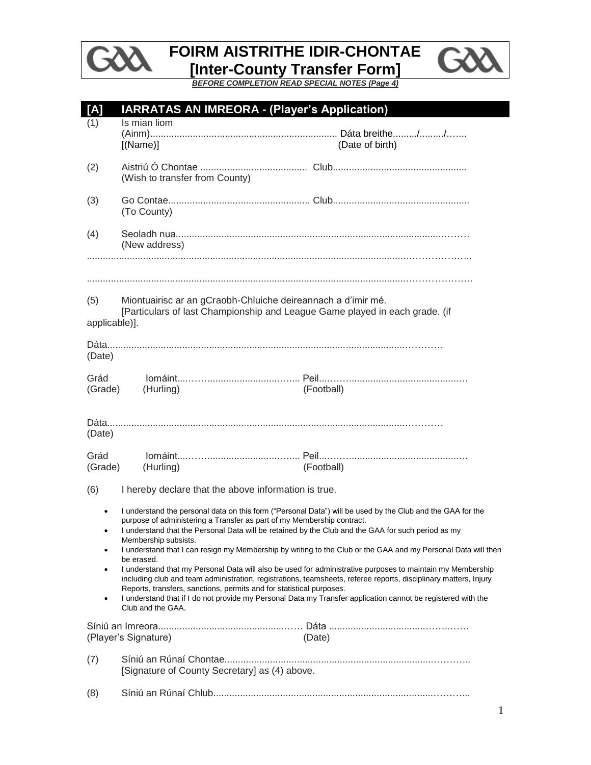# FOIRM AISTRITHE IDIR-CHONTAE
# [Inter-County Transfer Form]

***BEFORE COMPLETION READ SPECIAL NOTES (Page 4)***

## [A] IARRATAS AN IMREORA - (Player's Application)

(1) Is mian liom
(Ainm)...................................................................... Dáta breithe........./........./…...
[(Name)] (Date of birth)

(2) Aistriú Ó Chontae ........................................ Club..................................................
(Wish to transfer from County)

(3) Go Contae.................................................... Club..................................................
(To County)

(4) Seoladh nua.........................................................................................................………
(New address)

..................................................................................................................................………………..

..................................................................................................................................………………

(5) Miontuairisc ar an gCraobh-Chluiche deireannach a d'imir mé.
[Particulars of last Championship and League Game played in each grade. (if applicable)].

Dáta.....................................................................................................................…………
(Date)

Grád Iomáint...……...............................…..... Peil...……..............................................…
(Grade) (Hurling) (Football)

Dáta.....................................................................................................................…………
(Date)

Grád Iomáint...……...............................…..... Peil...……..............................................…
(Grade) (Hurling) (Football)

(6) I hereby declare that the above information is true.

- I understand the personal data on this form ("Personal Data") will be used by the Club and the GAA for the purpose of administering a Transfer as part of my Membership contract.
- I understand that the Personal Data will be retained by the Club and the GAA for such period as my Membership subsists.
- I understand that I can resign my Membership by writing to the Club or the GAA and my Personal Data will then be erased.
- I understand that my Personal Data will also be used for administrative purposes to maintain my Membership including club and team administration, registrations, teamsheets, referee reports, disciplinary matters, Injury Reports, transfers, sanctions, permits and for statistical purposes.
- I understand that if I do not provide my Personal Data my Transfer application cannot be registered with the Club and the GAA.

Síniú an Imreora...................................................…… Dáta ...................................……..……
(Player's Signature) (Date)

(7) Síniú an Rúnaí Chontae..........................................................................………..
[Signature of County Secretary] as (4) above.

(8) Síniú an Rúnaí Chlub..............................................................................………..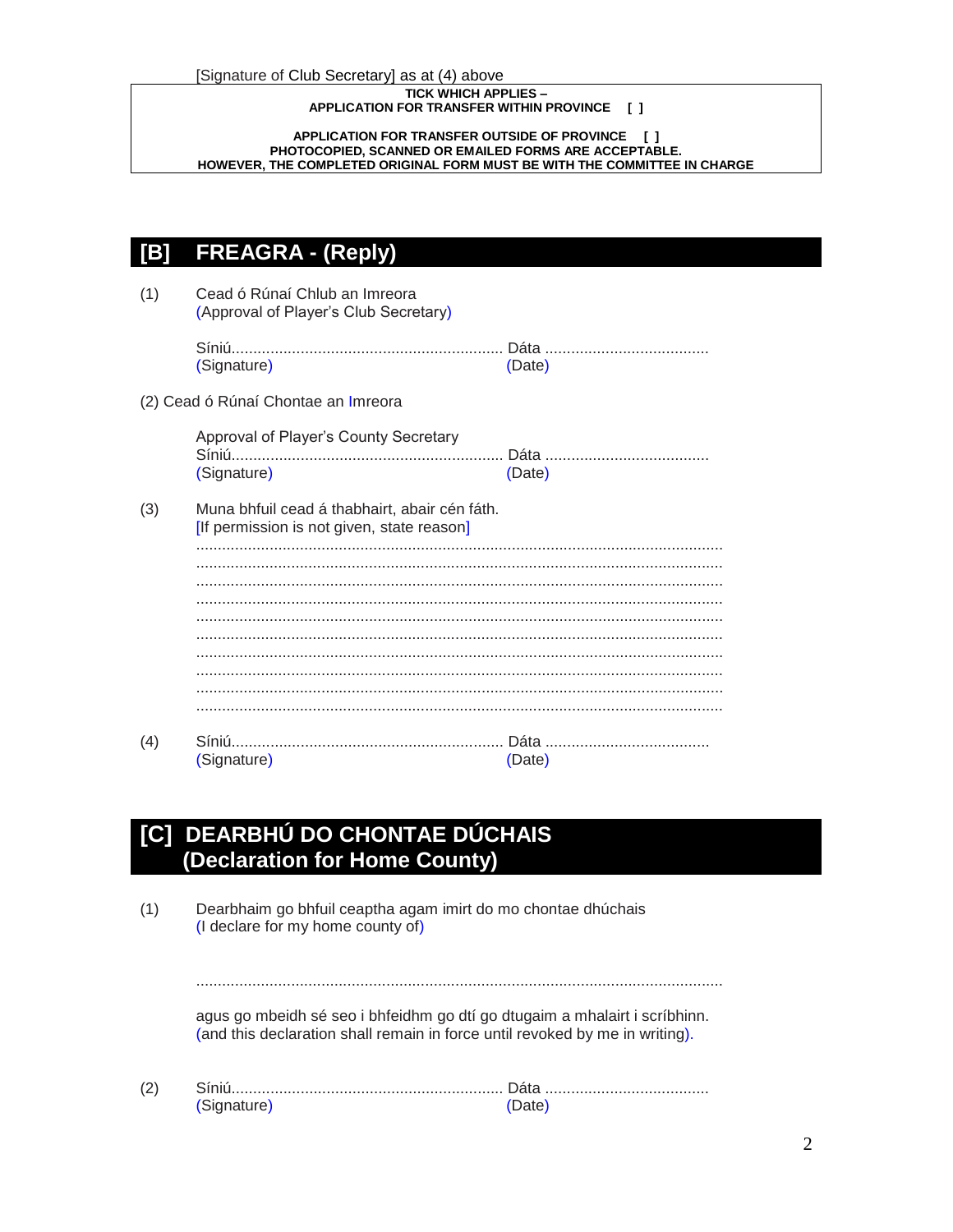[Signature of Club Secretary] as at (4) above

**TICK WHICH APPLIES –**
**APPLICATION FOR TRANSFER WITHIN PROVINCE [ ]**

**APPLICATION FOR TRANSFER OUTSIDE OF PROVINCE [ ]**
**PHOTOCOPIED, SCANNED OR EMAILED FORMS ARE ACCEPTABLE.**
**HOWEVER, THE COMPLETED ORIGINAL FORM MUST BE WITH THE COMMITTEE IN CHARGE**

## [B] FREAGRA - (Reply)

(1) Cead ó Rúnaí Chlub an Imreora
(Approval of Player's Club Secretary)

Síniú............................................................... Dáta ......................................
(Signature) (Date)

(2) Cead ó Rúnaí Chontae an Imreora

Approval of Player's County Secretary
Síniú............................................................... Dáta ......................................
(Signature) (Date)

(3) Muna bhfuil cead á thabhairt, abair cén fáth.
[If permission is not given, state reason]
.........................................................................................................................
.........................................................................................................................
.........................................................................................................................
.........................................................................................................................
.........................................................................................................................
.........................................................................................................................
.........................................................................................................................
.........................................................................................................................
.........................................................................................................................
.........................................................................................................................

(4) Síniú............................................................... Dáta ......................................
(Signature) (Date)

## [C] DEARBHÚ DO CHONTAE DÚCHAIS (Declaration for Home County)

(1) Dearbhaim go bhfuil ceaptha agam imirt do mo chontae dhúchais
(I declare for my home county of)

.........................................................................................................................

agus go mbeidh sé seo i bhfeidhm go dtí go dtugaim a mhalairt i scríbhinn.
(and this declaration shall remain in force until revoked by me in writing).

(2) Síniú............................................................... Dáta ......................................
(Signature) (Date)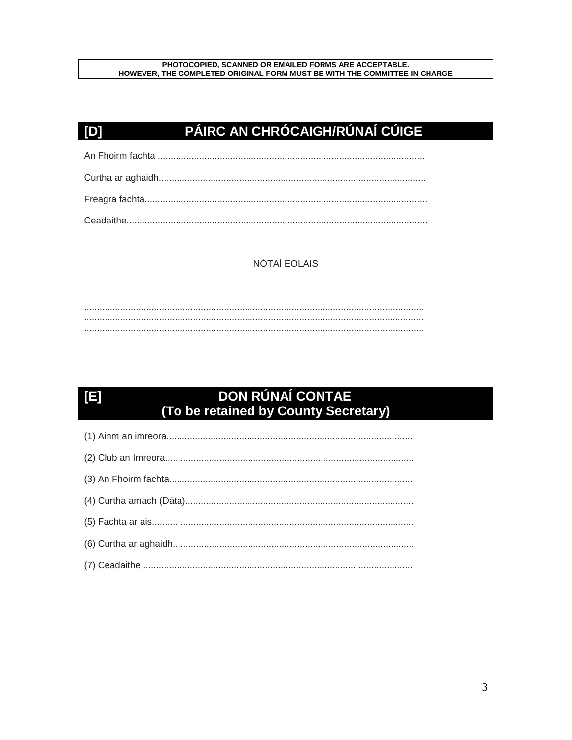**PHOTOCOPIED, SCANNED OR EMAILED FORMS ARE ACCEPTABLE.**
**HOWEVER, THE COMPLETED ORIGINAL FORM MUST BE WITH THE COMMITTEE IN CHARGE**

## [D] PÁIRC AN CHRÓCAIGH/RÚNAÍ CÚIGE

An Fhoirm fachta .......................................................................................................

Curtha ar aghaidh.......................................................................................................

Freagra fachta............................................................................................................

Ceadaithe...................................................................................................................

NÓTAÍ EOLAIS

..................................................................................................................................
..................................................................................................................................
..................................................................................................................................

## [E] DON RÚNAÍ CONTAE (To be retained by County Secretary)

(1) Ainm an imreora..............................................................................................

(2) Club an Imreora...............................................................................................

(3) An Fhoirm fachta.............................................................................................

(4) Curtha amach (Dáta)........................................................................................

(5) Fachta ar ais.....................................................................................................

(6) Curtha ar aghaidh.............................................................................................

(7) Ceadaithe .......................................................................................................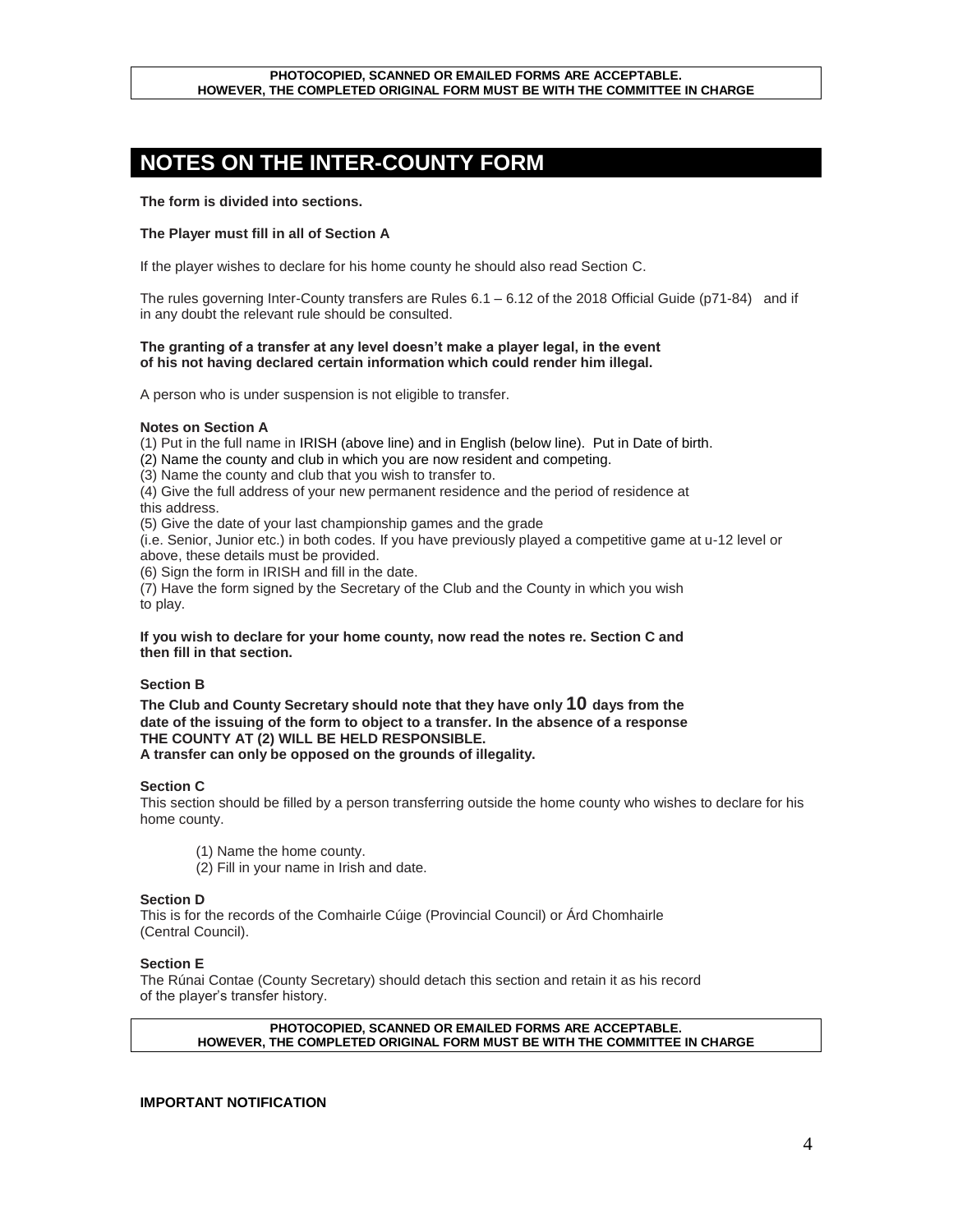**PHOTOCOPIED, SCANNED OR EMAILED FORMS ARE ACCEPTABLE.**
**HOWEVER, THE COMPLETED ORIGINAL FORM MUST BE WITH THE COMMITTEE IN CHARGE**

# NOTES ON THE INTER-COUNTY FORM

**The form is divided into sections.**

**The Player must fill in all of Section A**

If the player wishes to declare for his home county he should also read Section C.

The rules governing Inter-County transfers are Rules 6.1 – 6.12 of the 2018 Official Guide (p71-84) and if in any doubt the relevant rule should be consulted.

**The granting of a transfer at any level doesn't make a player legal, in the event of his not having declared certain information which could render him illegal.**

A person who is under suspension is not eligible to transfer.

**Notes on Section A**

(1) Put in the full name in IRISH (above line) and in English (below line). Put in Date of birth.
(2) Name the county and club in which you are now resident and competing.
(3) Name the county and club that you wish to transfer to.
(4) Give the full address of your new permanent residence and the period of residence at this address.
(5) Give the date of your last championship games and the grade (i.e. Senior, Junior etc.) in both codes. If you have previously played a competitive game at u-12 level or above, these details must be provided.
(6) Sign the form in IRISH and fill in the date.
(7) Have the form signed by the Secretary of the Club and the County in which you wish to play.

**If you wish to declare for your home county, now read the notes re. Section C and then fill in that section.**

**Section B**

**The Club and County Secretary should note that they have only 10 days from the date of the issuing of the form to object to a transfer. In the absence of a response THE COUNTY AT (2) WILL BE HELD RESPONSIBLE.**
**A transfer can only be opposed on the grounds of illegality.**

**Section C**

This section should be filled by a person transferring outside the home county who wishes to declare for his home county.

(1) Name the home county.
(2) Fill in your name in Irish and date.

**Section D**

This is for the records of the Comhairle Cúige (Provincial Council) or Árd Chomhairle (Central Council).

**Section E**

The Rúnai Contae (County Secretary) should detach this section and retain it as his record of the player's transfer history.

**PHOTOCOPIED, SCANNED OR EMAILED FORMS ARE ACCEPTABLE.**
**HOWEVER, THE COMPLETED ORIGINAL FORM MUST BE WITH THE COMMITTEE IN CHARGE**

**IMPORTANT NOTIFICATION**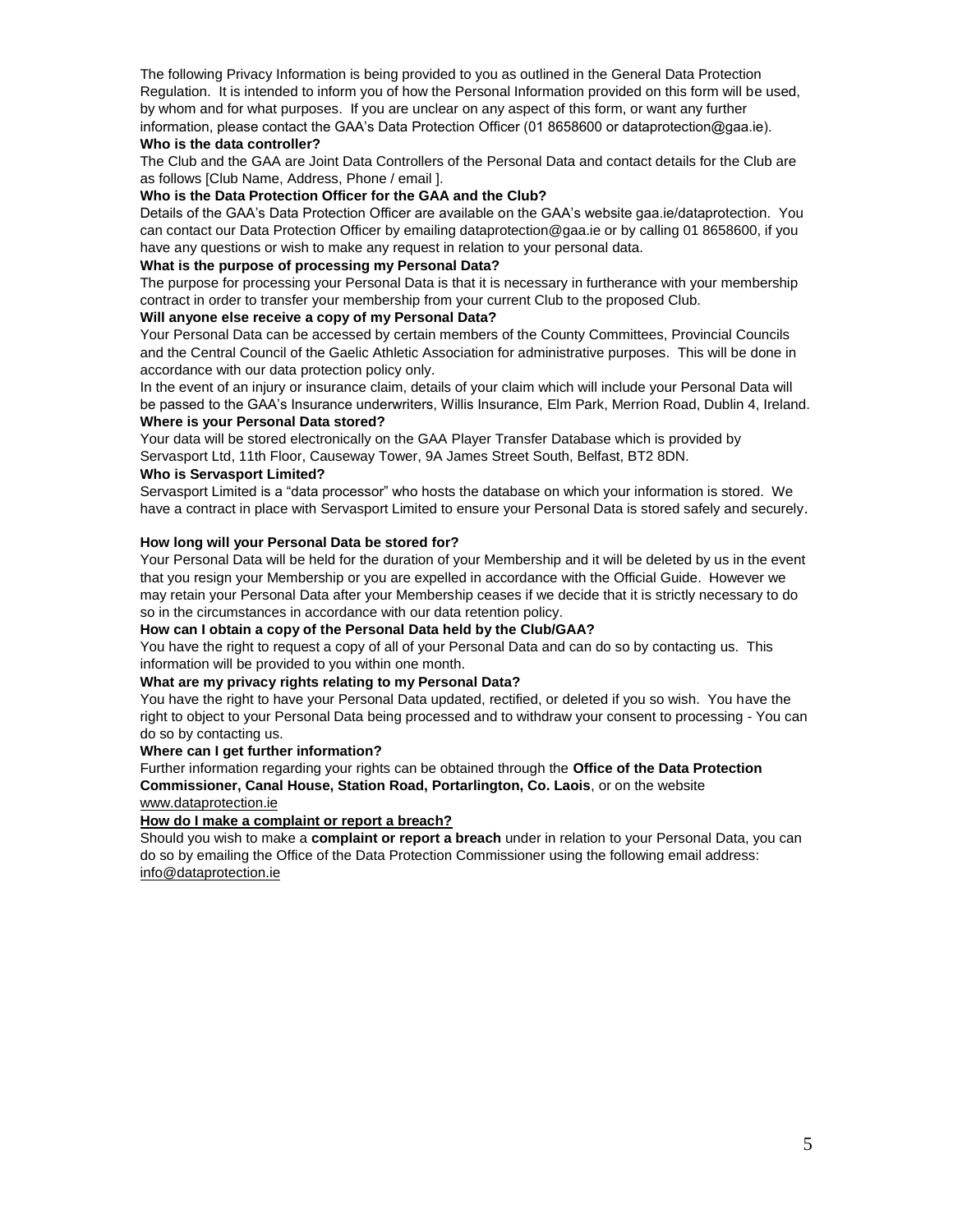The following Privacy Information is being provided to you as outlined in the General Data Protection Regulation. It is intended to inform you of how the Personal Information provided on this form will be used, by whom and for what purposes. If you are unclear on any aspect of this form, or want any further information, please contact the GAA's Data Protection Officer (01 8658600 or dataprotection@gaa.ie).

**Who is the data controller?**

The Club and the GAA are Joint Data Controllers of the Personal Data and contact details for the Club are as follows [Club Name, Address, Phone / email ].

**Who is the Data Protection Officer for the GAA and the Club?**

Details of the GAA's Data Protection Officer are available on the GAA's website gaa.ie/dataprotection. You can contact our Data Protection Officer by emailing dataprotection@gaa.ie or by calling 01 8658600, if you have any questions or wish to make any request in relation to your personal data.

**What is the purpose of processing my Personal Data?**

The purpose for processing your Personal Data is that it is necessary in furtherance with your membership contract in order to transfer your membership from your current Club to the proposed Club.

**Will anyone else receive a copy of my Personal Data?**

Your Personal Data can be accessed by certain members of the County Committees, Provincial Councils and the Central Council of the Gaelic Athletic Association for administrative purposes. This will be done in accordance with our data protection policy only.

In the event of an injury or insurance claim, details of your claim which will include your Personal Data will be passed to the GAA's Insurance underwriters, Willis Insurance, Elm Park, Merrion Road, Dublin 4, Ireland.

**Where is your Personal Data stored?**

Your data will be stored electronically on the GAA Player Transfer Database which is provided by Servasport Ltd, 11th Floor, Causeway Tower, 9A James Street South, Belfast, BT2 8DN.

**Who is Servasport Limited?**

Servasport Limited is a "data processor" who hosts the database on which your information is stored. We have a contract in place with Servasport Limited to ensure your Personal Data is stored safely and securely.

**How long will your Personal Data be stored for?**

Your Personal Data will be held for the duration of your Membership and it will be deleted by us in the event that you resign your Membership or you are expelled in accordance with the Official Guide. However we may retain your Personal Data after your Membership ceases if we decide that it is strictly necessary to do so in the circumstances in accordance with our data retention policy.

**How can I obtain a copy of the Personal Data held by the Club/GAA?**

You have the right to request a copy of all of your Personal Data and can do so by contacting us. This information will be provided to you within one month.

**What are my privacy rights relating to my Personal Data?**

You have the right to have your Personal Data updated, rectified, or deleted if you so wish. You have the right to object to your Personal Data being processed and to withdraw your consent to processing - You can do so by contacting us.

**Where can I get further information?**

Further information regarding your rights can be obtained through the **Office of the Data Protection Commissioner, Canal House, Station Road, Portarlington, Co. Laois**, or on the website www.dataprotection.ie

**How do I make a complaint or report a breach?**

Should you wish to make a **complaint or report a breach** under in relation to your Personal Data, you can do so by emailing the Office of the Data Protection Commissioner using the following email address: info@dataprotection.ie